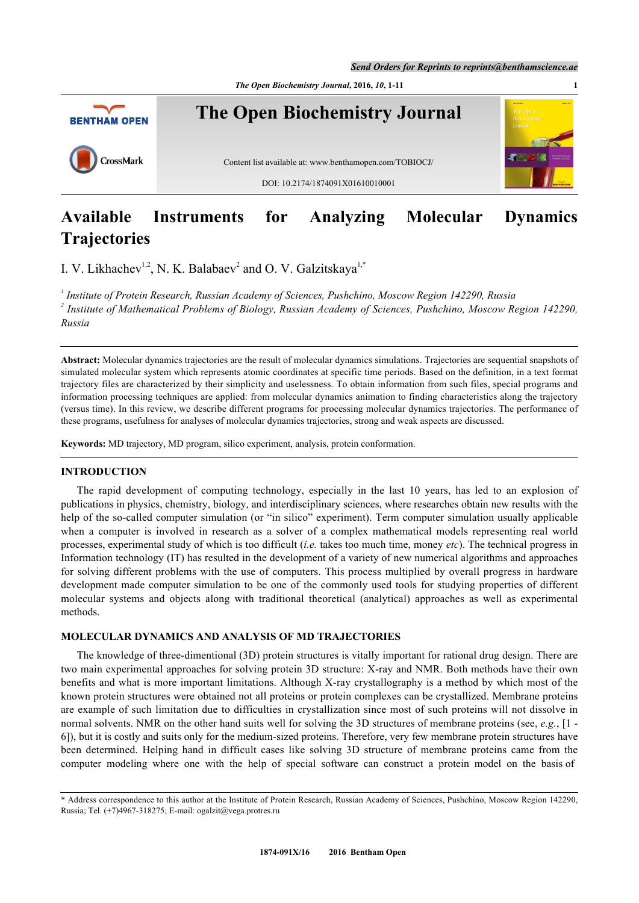# Available Instruments for Analyzing Molecular Dynamics Trajectories

I. V. Likhachev[1,2], N. K. Balabaev[2] and O. V. Galzitskaya[1,*]

[1] *Institute of Protein Research, Russian Academy of Sciences, Pushchino, Moscow Region 142290, Russia*
[2] *Institute of Mathematical Problems of Biology, Russian Academy of Sciences, Pushchino, Moscow Region 142290, Russia*

**Abstract:** Molecular dynamics trajectories are the result of molecular dynamics simulations. Trajectories are sequential snapshots of simulated molecular system which represents atomic coordinates at specific time periods. Based on the definition, in a text format trajectory files are characterized by their simplicity and uselessness. To obtain information from such files, special programs and information processing techniques are applied: from molecular dynamics animation to finding characteristics along the trajectory (versus time). In this review, we describe different programs for processing molecular dynamics trajectories. The performance of these programs, usefulness for analyses of molecular dynamics trajectories, strong and weak aspects are discussed.

**Keywords:** MD trajectory, MD program, silico experiment, analysis, protein conformation.

## INTRODUCTION

The rapid development of computing technology, especially in the last 10 years, has led to an explosion of publications in physics, chemistry, biology, and interdisciplinary sciences, where researches obtain new results with the help of the so-called computer simulation (or "in silico" experiment). Term computer simulation usually applicable when a computer is involved in research as a solver of a complex mathematical models representing real world processes, experimental study of which is too difficult (*i.e.* takes too much time, money *etc*). The technical progress in Information technology (IT) has resulted in the development of a variety of new numerical algorithms and approaches for solving different problems with the use of computers. This process multiplied by overall progress in hardware development made computer simulation to be one of the commonly used tools for studying properties of different molecular systems and objects along with traditional theoretical (analytical) approaches as well as experimental methods.

## MOLECULAR DYNAMICS AND ANALYSIS OF MD TRAJECTORIES

The knowledge of three-dimentional (3D) protein structures is vitally important for rational drug design. There are two main experimental approaches for solving protein 3D structure: X-ray and NMR. Both methods have their own benefits and what is more important limitations. Although X-ray crystallography is a method by which most of the known protein structures were obtained not all proteins or protein complexes can be crystallized. Membrane proteins are example of such limitation due to difficulties in crystallization since most of such proteins will not dissolve in normal solvents. NMR on the other hand suits well for solving the 3D structures of membrane proteins (see, *e.g.*, [1 - 6]), but it is costly and suits only for the medium-sized proteins. Therefore, very few membrane protein structures have been determined. Helping hand in difficult cases like solving 3D structure of membrane proteins came from the computer modeling where one with the help of special software can construct a protein model on the basis of

\* Address correspondence to this author at the Institute of Protein Research, Russian Academy of Sciences, Pushchino, Moscow Region 142290, Russia; Tel. (+7)4967-318275; E-mail: ogalzit@vega.protres.ru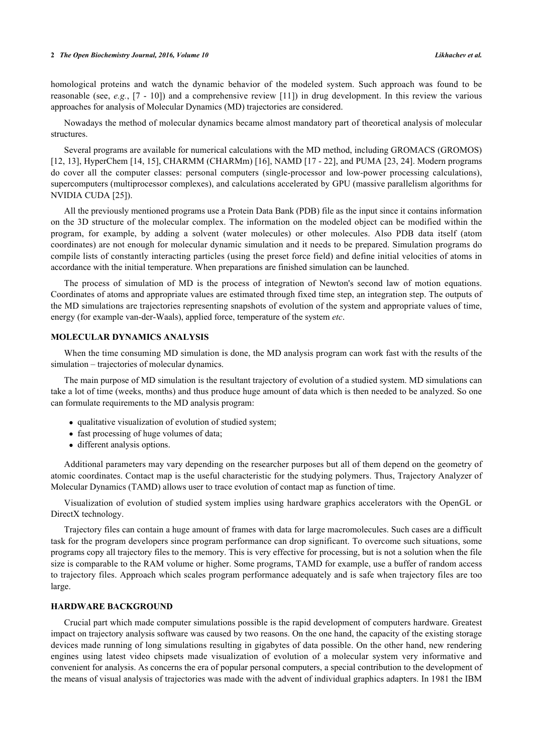homological proteins and watch the dynamic behavior of the modeled system. Such approach was found to be reasonable (see, *e.g.*, [7 - 10]) and a comprehensive review [11]) in drug development. In this review the various approaches for analysis of Molecular Dynamics (MD) trajectories are considered.

Nowadays the method of molecular dynamics became almost mandatory part of theoretical analysis of molecular structures.

Several programs are available for numerical calculations with the MD method, including GROMACS (GROMOS) [12, 13], HyperChem [14, 15], CHARMM (CHARMm) [16], NAMD [17 - 22], and PUMA [23, 24]. Modern programs do cover all the computer classes: personal computers (single-processor and low-power processing calculations), supercomputers (multiprocessor complexes), and calculations accelerated by GPU (massive parallelism algorithms for NVIDIA CUDA [25]).

All the previously mentioned programs use a Protein Data Bank (PDB) file as the input since it contains information on the 3D structure of the molecular complex. The information on the modeled object can be modified within the program, for example, by adding a solvent (water molecules) or other molecules. Also PDB data itself (atom coordinates) are not enough for molecular dynamic simulation and it needs to be prepared. Simulation programs do compile lists of constantly interacting particles (using the preset force field) and define initial velocities of atoms in accordance with the initial temperature. When preparations are finished simulation can be launched.

The process of simulation of MD is the process of integration of Newton's second law of motion equations. Coordinates of atoms and appropriate values are estimated through fixed time step, an integration step. The outputs of the MD simulations are trajectories representing snapshots of evolution of the system and appropriate values of time, energy (for example van-der-Waals), applied force, temperature of the system *etc*.

## MOLECULAR DYNAMICS ANALYSIS

When the time consuming MD simulation is done, the MD analysis program can work fast with the results of the simulation – trajectories of molecular dynamics.

The main purpose of MD simulation is the resultant trajectory of evolution of a studied system. MD simulations can take a lot of time (weeks, months) and thus produce huge amount of data which is then needed to be analyzed. So one can formulate requirements to the MD analysis program:

- qualitative visualization of evolution of studied system;
- fast processing of huge volumes of data;
- different analysis options.

Additional parameters may vary depending on the researcher purposes but all of them depend on the geometry of atomic coordinates. Contact map is the useful characteristic for the studying polymers. Thus, Trajectory Analyzer of Molecular Dynamics (TAMD) allows user to trace evolution of contact map as function of time.

Visualization of evolution of studied system implies using hardware graphics accelerators with the OpenGL or DirectX technology.

Trajectory files can contain a huge amount of frames with data for large macromolecules. Such cases are a difficult task for the program developers since program performance can drop significant. To overcome such situations, some programs copy all trajectory files to the memory. This is very effective for processing, but is not a solution when the file size is comparable to the RAM volume or higher. Some programs, TAMD for example, use a buffer of random access to trajectory files. Approach which scales program performance adequately and is safe when trajectory files are too large.

## HARDWARE BACKGROUND

Crucial part which made computer simulations possible is the rapid development of computers hardware. Greatest impact on trajectory analysis software was caused by two reasons. On the one hand, the capacity of the existing storage devices made running of long simulations resulting in gigabytes of data possible. On the other hand, new rendering engines using latest video chipsets made visualization of evolution of a molecular system very informative and convenient for analysis. As concerns the era of popular personal computers, a special contribution to the development of the means of visual analysis of trajectories was made with the advent of individual graphics adapters. In 1981 the IBM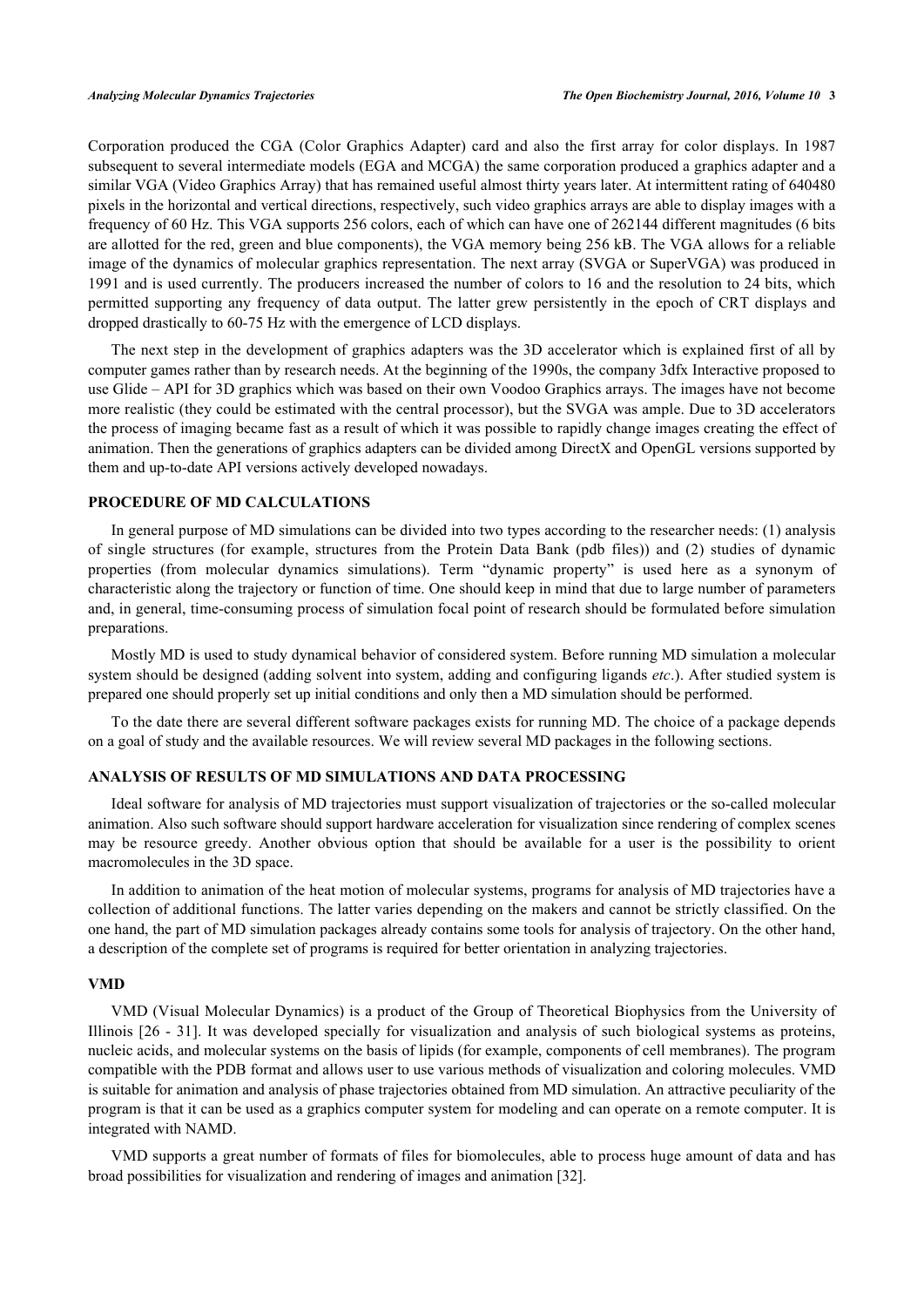Corporation produced the CGA (Color Graphics Adapter) card and also the first array for color displays. In 1987 subsequent to several intermediate models (EGA and MCGA) the same corporation produced a graphics adapter and a similar VGA (Video Graphics Array) that has remained useful almost thirty years later. At intermittent rating of 640480 pixels in the horizontal and vertical directions, respectively, such video graphics arrays are able to display images with a frequency of 60 Hz. This VGA supports 256 colors, each of which can have one of 262144 different magnitudes (6 bits are allotted for the red, green and blue components), the VGA memory being 256 kB. The VGA allows for a reliable image of the dynamics of molecular graphics representation. The next array (SVGA or SuperVGA) was produced in 1991 and is used currently. The producers increased the number of colors to 16 and the resolution to 24 bits, which permitted supporting any frequency of data output. The latter grew persistently in the epoch of CRT displays and dropped drastically to 60-75 Hz with the emergence of LCD displays.

The next step in the development of graphics adapters was the 3D accelerator which is explained first of all by computer games rather than by research needs. At the beginning of the 1990s, the company 3dfx Interactive proposed to use Glide – API for 3D graphics which was based on their own Voodoo Graphics arrays. The images have not become more realistic (they could be estimated with the central processor), but the SVGA was ample. Due to 3D accelerators the process of imaging became fast as a result of which it was possible to rapidly change images creating the effect of animation. Then the generations of graphics adapters can be divided among DirectX and OpenGL versions supported by them and up-to-date API versions actively developed nowadays.

## PROCEDURE OF MD CALCULATIONS

In general purpose of MD simulations can be divided into two types according to the researcher needs: (1) analysis of single structures (for example, structures from the Protein Data Bank (pdb files)) and (2) studies of dynamic properties (from molecular dynamics simulations). Term "dynamic property" is used here as a synonym of characteristic along the trajectory or function of time. One should keep in mind that due to large number of parameters and, in general, time-consuming process of simulation focal point of research should be formulated before simulation preparations.

Mostly MD is used to study dynamical behavior of considered system. Before running MD simulation a molecular system should be designed (adding solvent into system, adding and configuring ligands *etc*.). After studied system is prepared one should properly set up initial conditions and only then a MD simulation should be performed.

To the date there are several different software packages exists for running MD. The choice of a package depends on a goal of study and the available resources. We will review several MD packages in the following sections.

## ANALYSIS OF RESULTS OF MD SIMULATIONS AND DATA PROCESSING

Ideal software for analysis of MD trajectories must support visualization of trajectories or the so-called molecular animation. Also such software should support hardware acceleration for visualization since rendering of complex scenes may be resource greedy. Another obvious option that should be available for a user is the possibility to orient macromolecules in the 3D space.

In addition to animation of the heat motion of molecular systems, programs for analysis of MD trajectories have a collection of additional functions. The latter varies depending on the makers and cannot be strictly classified. On the one hand, the part of MD simulation packages already contains some tools for analysis of trajectory. On the other hand, a description of the complete set of programs is required for better orientation in analyzing trajectories.

### VMD

VMD (Visual Molecular Dynamics) is a product of the Group of Theoretical Biophysics from the University of Illinois [26 - 31]. It was developed specially for visualization and analysis of such biological systems as proteins, nucleic acids, and molecular systems on the basis of lipids (for example, components of cell membranes). The program compatible with the PDB format and allows user to use various methods of visualization and coloring molecules. VMD is suitable for animation and analysis of phase trajectories obtained from MD simulation. An attractive peculiarity of the program is that it can be used as a graphics computer system for modeling and can operate on a remote computer. It is integrated with NAMD.

VMD supports a great number of formats of files for biomolecules, able to process huge amount of data and has broad possibilities for visualization and rendering of images and animation [32].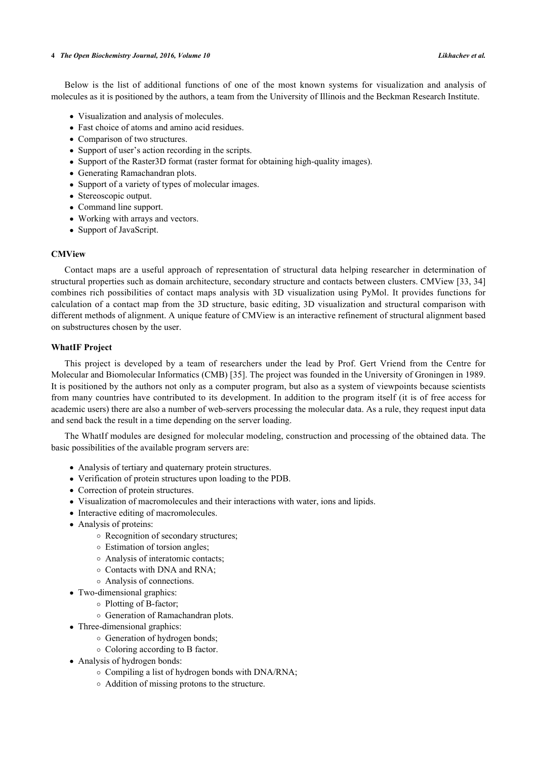Below is the list of additional functions of one of the most known systems for visualization and analysis of molecules as it is positioned by the authors, a team from the University of Illinois and the Beckman Research Institute.

- Visualization and analysis of molecules.
- Fast choice of atoms and amino acid residues.
- Comparison of two structures.
- Support of user's action recording in the scripts.
- Support of the Raster3D format (raster format for obtaining high-quality images).
- Generating Ramachandran plots.
- Support of a variety of types of molecular images.
- Stereoscopic output.
- Command line support.
- Working with arrays and vectors.
- Support of JavaScript.

### CMView

Contact maps are a useful approach of representation of structural data helping researcher in determination of structural properties such as domain architecture, secondary structure and contacts between clusters. CMView [33, 34] combines rich possibilities of contact maps analysis with 3D visualization using PyMol. It provides functions for calculation of a contact map from the 3D structure, basic editing, 3D visualization and structural comparison with different methods of alignment. A unique feature of CMView is an interactive refinement of structural alignment based on substructures chosen by the user.

### WhatIF Project

This project is developed by a team of researchers under the lead by Prof. Gert Vriend from the Centre for Molecular and Biomolecular Informatics (CMB) [35]. The project was founded in the University of Groningen in 1989. It is positioned by the authors not only as a computer program, but also as a system of viewpoints because scientists from many countries have contributed to its development. In addition to the program itself (it is of free access for academic users) there are also a number of web-servers processing the molecular data. As a rule, they request input data and send back the result in a time depending on the server loading.

The WhatIf modules are designed for molecular modeling, construction and processing of the obtained data. The basic possibilities of the available program servers are:

- Analysis of tertiary and quaternary protein structures.
- Verification of protein structures upon loading to the PDB.
- Correction of protein structures.
- Visualization of macromolecules and their interactions with water, ions and lipids.
- Interactive editing of macromolecules.
- Analysis of proteins:
  - Recognition of secondary structures;
  - Estimation of torsion angles;
  - Analysis of interatomic contacts;
  - Contacts with DNA and RNA;
  - Analysis of connections.
- Two-dimensional graphics:
  - Plotting of B-factor;
  - Generation of Ramachandran plots.
- Three-dimensional graphics:
  - Generation of hydrogen bonds;
  - Coloring according to B factor.
- Analysis of hydrogen bonds:
  - Compiling a list of hydrogen bonds with DNA/RNA;
  - Addition of missing protons to the structure.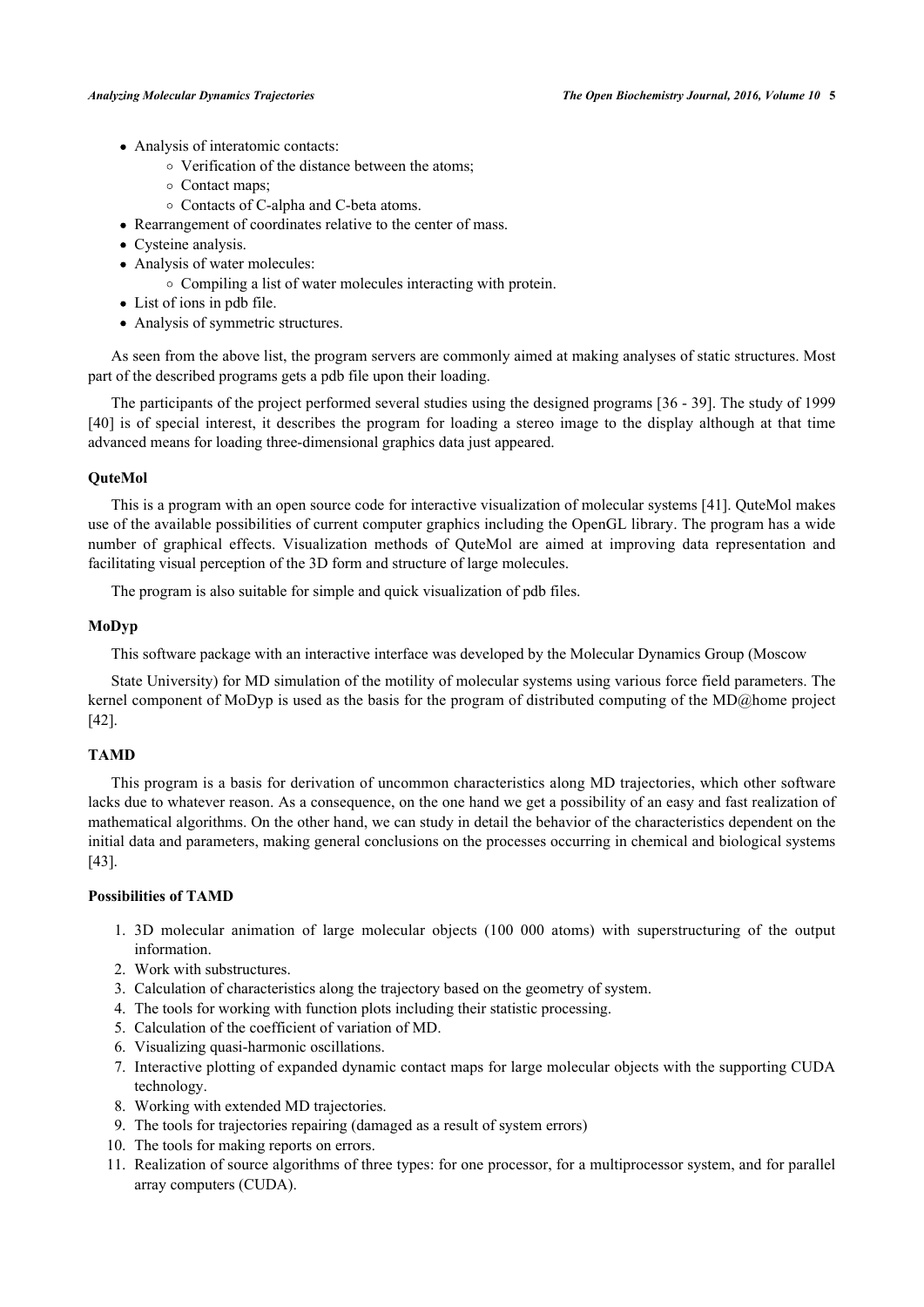- Analysis of interatomic contacts:
  - Verification of the distance between the atoms;
  - Contact maps;
  - Contacts of C-alpha and C-beta atoms.
- Rearrangement of coordinates relative to the center of mass.
- Cysteine analysis.
- Analysis of water molecules:
  - Compiling a list of water molecules interacting with protein.
- List of ions in pdb file.
- Analysis of symmetric structures.

As seen from the above list, the program servers are commonly aimed at making analyses of static structures. Most part of the described programs gets a pdb file upon their loading.

The participants of the project performed several studies using the designed programs [36 - 39]. The study of 1999 [40] is of special interest, it describes the program for loading a stereo image to the display although at that time advanced means for loading three-dimensional graphics data just appeared.

### QuteMol

This is a program with an open source code for interactive visualization of molecular systems [41]. QuteMol makes use of the available possibilities of current computer graphics including the OpenGL library. The program has a wide number of graphical effects. Visualization methods of QuteMol are aimed at improving data representation and facilitating visual perception of the 3D form and structure of large molecules.

The program is also suitable for simple and quick visualization of pdb files.

### MoDyp

This software package with an interactive interface was developed by the Molecular Dynamics Group (Moscow

State University) for MD simulation of the motility of molecular systems using various force field parameters. The kernel component of MoDyp is used as the basis for the program of distributed computing of the MD@home project [42].

### TAMD

This program is a basis for derivation of uncommon characteristics along MD trajectories, which other software lacks due to whatever reason. As a consequence, on the one hand we get a possibility of an easy and fast realization of mathematical algorithms. On the other hand, we can study in detail the behavior of the characteristics dependent on the initial data and parameters, making general conclusions on the processes occurring in chemical and biological systems [43].

### Possibilities of TAMD

1. 3D molecular animation of large molecular objects (100 000 atoms) with superstructuring of the output information.
2. Work with substructures.
3. Calculation of characteristics along the trajectory based on the geometry of system.
4. The tools for working with function plots including their statistic processing.
5. Calculation of the coefficient of variation of MD.
6. Visualizing quasi-harmonic oscillations.
7. Interactive plotting of expanded dynamic contact maps for large molecular objects with the supporting CUDA technology.
8. Working with extended MD trajectories.
9. The tools for trajectories repairing (damaged as a result of system errors)
10. The tools for making reports on errors.
11. Realization of source algorithms of three types: for one processor, for a multiprocessor system, and for parallel array computers (CUDA).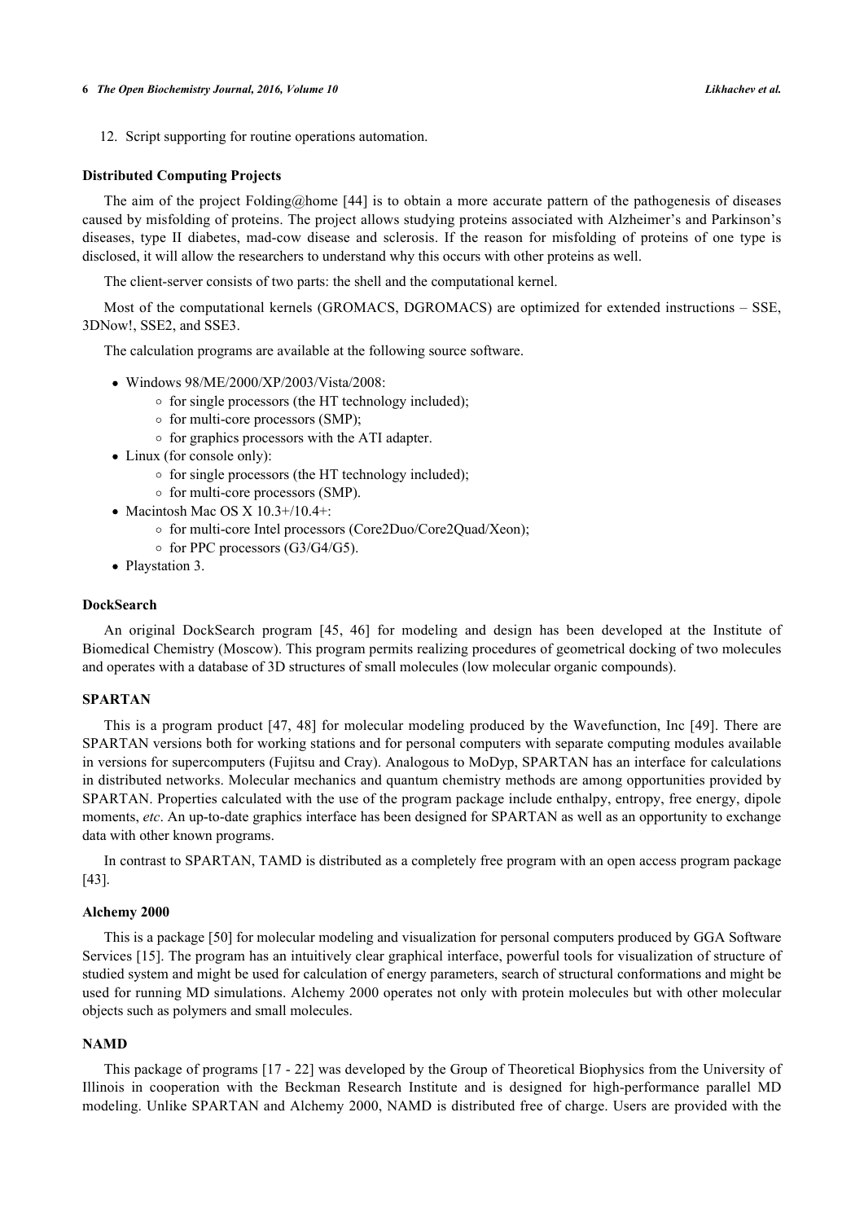12. Script supporting for routine operations automation.

### Distributed Computing Projects

The aim of the project Folding@home [44] is to obtain a more accurate pattern of the pathogenesis of diseases caused by misfolding of proteins. The project allows studying proteins associated with Alzheimer's and Parkinson's diseases, type II diabetes, mad-cow disease and sclerosis. If the reason for misfolding of proteins of one type is disclosed, it will allow the researchers to understand why this occurs with other proteins as well.

The client-server consists of two parts: the shell and the computational kernel.

Most of the computational kernels (GROMACS, DGROMACS) are optimized for extended instructions – SSE, 3DNow!, SSE2, and SSE3.

The calculation programs are available at the following source software.

- Windows 98/ME/2000/XP/2003/Vista/2008:
  - for single processors (the HT technology included);
  - for multi-core processors (SMP);
  - for graphics processors with the ATI adapter.
- Linux (for console only):
  - for single processors (the HT technology included);
  - for multi-core processors (SMP).
- Macintosh Mac OS X 10.3+/10.4+:
  - for multi-core Intel processors (Core2Duo/Core2Quad/Xeon);
  - for PPC processors (G3/G4/G5).
- Playstation 3.

### DockSearch

An original DockSearch program [45, 46] for modeling and design has been developed at the Institute of Biomedical Chemistry (Moscow). This program permits realizing procedures of geometrical docking of two molecules and operates with a database of 3D structures of small molecules (low molecular organic compounds).

### SPARTAN

This is a program product [47, 48] for molecular modeling produced by the Wavefunction, Inc [49]. There are SPARTAN versions both for working stations and for personal computers with separate computing modules available in versions for supercomputers (Fujitsu and Cray). Analogous to MoDyp, SPARTAN has an interface for calculations in distributed networks. Molecular mechanics and quantum chemistry methods are among opportunities provided by SPARTAN. Properties calculated with the use of the program package include enthalpy, entropy, free energy, dipole moments, *etc*. An up-to-date graphics interface has been designed for SPARTAN as well as an opportunity to exchange data with other known programs.

In contrast to SPARTAN, TAMD is distributed as a completely free program with an open access program package [43].

### Alchemy 2000

This is a package [50] for molecular modeling and visualization for personal computers produced by GGA Software Services [15]. The program has an intuitively clear graphical interface, powerful tools for visualization of structure of studied system and might be used for calculation of energy parameters, search of structural conformations and might be used for running MD simulations. Alchemy 2000 operates not only with protein molecules but with other molecular objects such as polymers and small molecules.

### NAMD

This package of programs [17 - 22] was developed by the Group of Theoretical Biophysics from the University of Illinois in cooperation with the Beckman Research Institute and is designed for high-performance parallel MD modeling. Unlike SPARTAN and Alchemy 2000, NAMD is distributed free of charge. Users are provided with the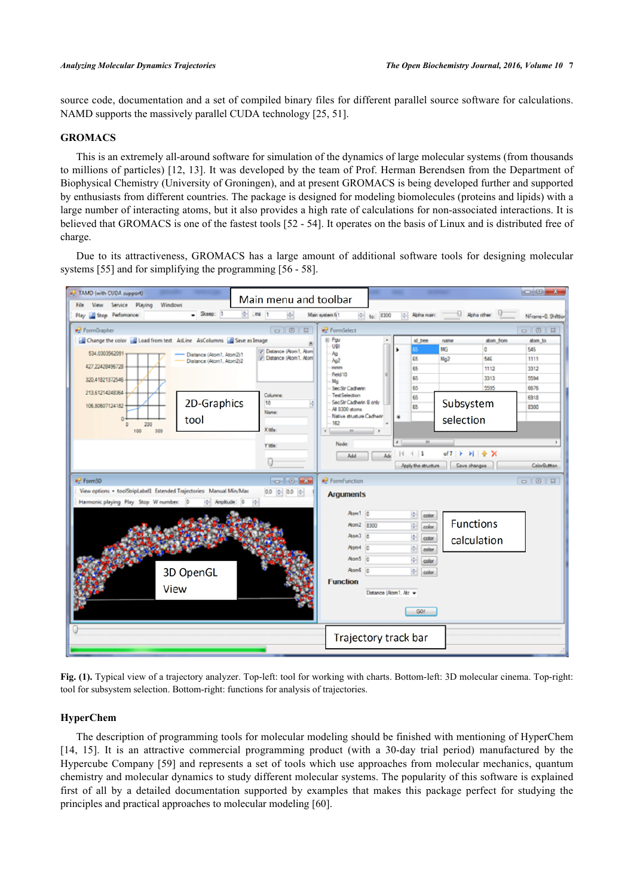source code, documentation and a set of compiled binary files for different parallel source software for calculations. NAMD supports the massively parallel CUDA technology [25, 51].

### GROMACS

This is an extremely all-around software for simulation of the dynamics of large molecular systems (from thousands to millions of particles) [12, 13]. It was developed by the team of Prof. Herman Berendsen from the Department of Biophysical Chemistry (University of Groningen), and at present GROMACS is being developed further and supported by enthusiasts from different countries. The package is designed for modeling biomolecules (proteins and lipids) with a large number of interacting atoms, but it also provides a high rate of calculations for non-associated interactions. It is believed that GROMACS is one of the fastest tools [52 - 54]. It operates on the basis of Linux and is distributed free of charge.

Due to its attractiveness, GROMACS has a large amount of additional software tools for designing molecular systems [55] and for simplifying the programming [56 - 58].

**Fig. (1).** Typical view of a trajectory analyzer. Top-left: tool for working with charts. Bottom-left: 3D molecular cinema. Top-right: tool for subsystem selection. Bottom-right: functions for analysis of trajectories.

### HyperChem

The description of programming tools for molecular modeling should be finished with mentioning of HyperChem [14, 15]. It is an attractive commercial programming product (with a 30-day trial period) manufactured by the Hypercube Company [59] and represents a set of tools which use approaches from molecular mechanics, quantum chemistry and molecular dynamics to study different molecular systems. The popularity of this software is explained first of all by a detailed documentation supported by examples that makes this package perfect for studying the principles and practical approaches to molecular modeling [60].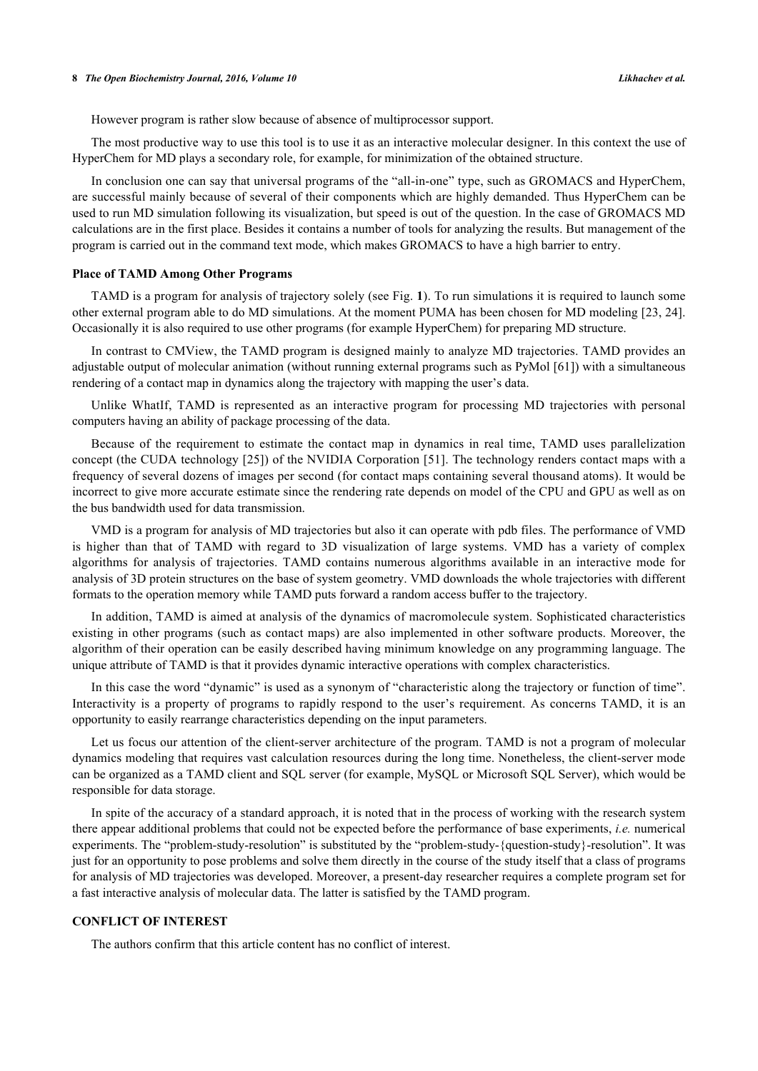However program is rather slow because of absence of multiprocessor support.

The most productive way to use this tool is to use it as an interactive molecular designer. In this context the use of HyperChem for MD plays a secondary role, for example, for minimization of the obtained structure.

In conclusion one can say that universal programs of the "all-in-one" type, such as GROMACS and HyperChem, are successful mainly because of several of their components which are highly demanded. Thus HyperChem can be used to run MD simulation following its visualization, but speed is out of the question. In the case of GROMACS MD calculations are in the first place. Besides it contains a number of tools for analyzing the results. But management of the program is carried out in the command text mode, which makes GROMACS to have a high barrier to entry.

### Place of TAMD Among Other Programs

TAMD is a program for analysis of trajectory solely (see Fig. **1**). To run simulations it is required to launch some other external program able to do MD simulations. At the moment PUMA has been chosen for MD modeling [23, 24]. Occasionally it is also required to use other programs (for example HyperChem) for preparing MD structure.

In contrast to CMView, the TAMD program is designed mainly to analyze MD trajectories. TAMD provides an adjustable output of molecular animation (without running external programs such as PyMol [61]) with a simultaneous rendering of a contact map in dynamics along the trajectory with mapping the user's data.

Unlike WhatIf, TAMD is represented as an interactive program for processing MD trajectories with personal computers having an ability of package processing of the data.

Because of the requirement to estimate the contact map in dynamics in real time, TAMD uses parallelization concept (the CUDA technology [25]) of the NVIDIA Corporation [51]. The technology renders contact maps with a frequency of several dozens of images per second (for contact maps containing several thousand atoms). It would be incorrect to give more accurate estimate since the rendering rate depends on model of the CPU and GPU as well as on the bus bandwidth used for data transmission.

VMD is a program for analysis of MD trajectories but also it can operate with pdb files. The performance of VMD is higher than that of TAMD with regard to 3D visualization of large systems. VMD has a variety of complex algorithms for analysis of trajectories. TAMD contains numerous algorithms available in an interactive mode for analysis of 3D protein structures on the base of system geometry. VMD downloads the whole trajectories with different formats to the operation memory while TAMD puts forward a random access buffer to the trajectory.

In addition, TAMD is aimed at analysis of the dynamics of macromolecule system. Sophisticated characteristics existing in other programs (such as contact maps) are also implemented in other software products. Moreover, the algorithm of their operation can be easily described having minimum knowledge on any programming language. The unique attribute of TAMD is that it provides dynamic interactive operations with complex characteristics.

In this case the word "dynamic" is used as a synonym of "characteristic along the trajectory or function of time". Interactivity is a property of programs to rapidly respond to the user's requirement. As concerns TAMD, it is an opportunity to easily rearrange characteristics depending on the input parameters.

Let us focus our attention of the client-server architecture of the program. TAMD is not a program of molecular dynamics modeling that requires vast calculation resources during the long time. Nonetheless, the client-server mode can be organized as a TAMD client and SQL server (for example, MySQL or Microsoft SQL Server), which would be responsible for data storage.

In spite of the accuracy of a standard approach, it is noted that in the process of working with the research system there appear additional problems that could not be expected before the performance of base experiments, *i.e.* numerical experiments. The "problem-study-resolution" is substituted by the "problem-study-{question-study}-resolution". It was just for an opportunity to pose problems and solve them directly in the course of the study itself that a class of programs for analysis of MD trajectories was developed. Moreover, a present-day researcher requires a complete program set for a fast interactive analysis of molecular data. The latter is satisfied by the TAMD program.

## CONFLICT OF INTEREST

The authors confirm that this article content has no conflict of interest.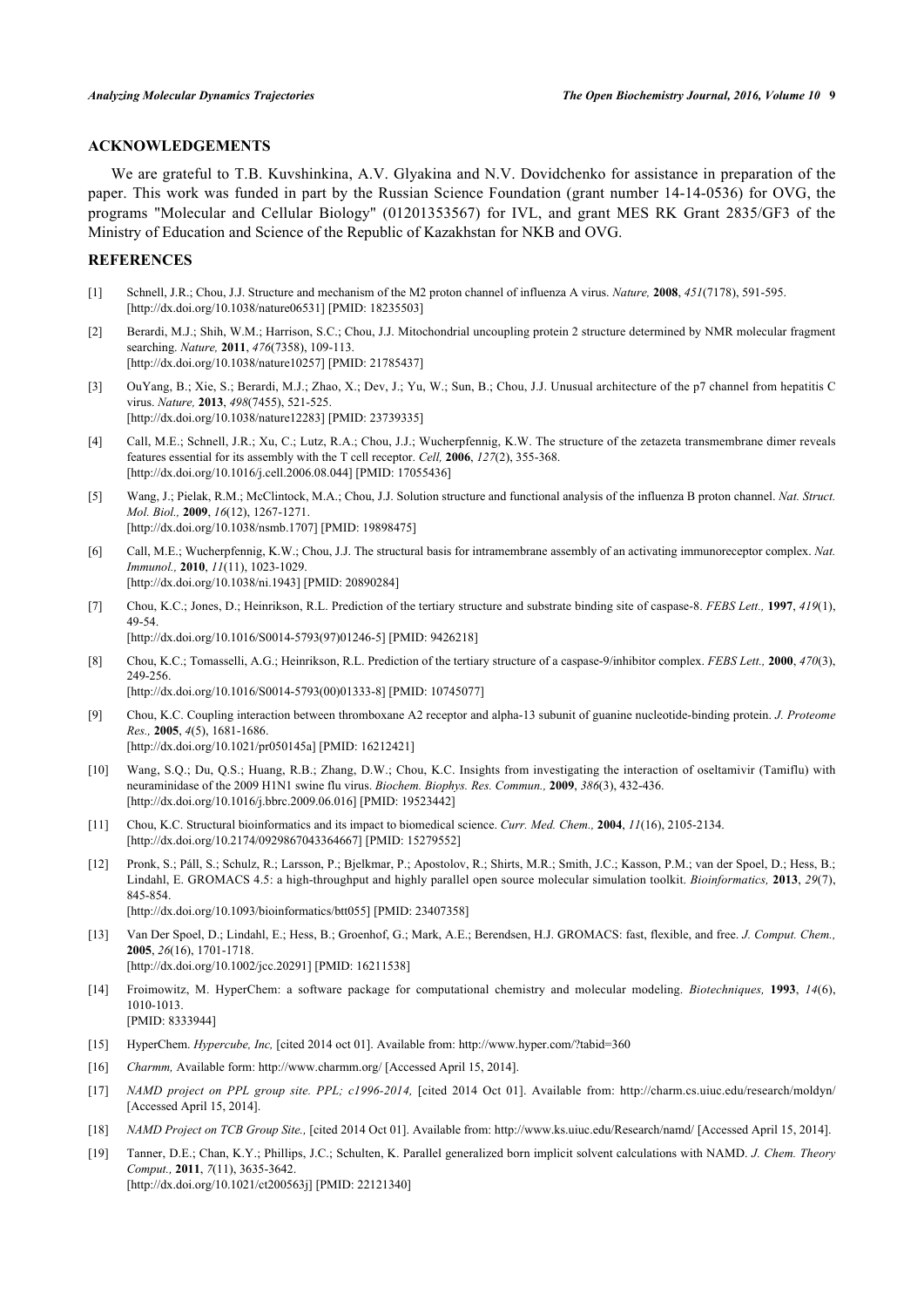## ACKNOWLEDGEMENTS

We are grateful to T.B. Kuvshinkina, A.V. Glyakina and N.V. Dovidchenko for assistance in preparation of the paper. This work was funded in part by the Russian Science Foundation (grant number 14-14-0536) for OVG, the programs "Molecular and Cellular Biology" (01201353567) for IVL, and grant MES RK Grant 2835/GF3 of the Ministry of Education and Science of the Republic of Kazakhstan for NKB and OVG.

## REFERENCES

[1] Schnell, J.R.; Chou, J.J. Structure and mechanism of the M2 proton channel of influenza A virus. *Nature,* **2008**, *451*(7178), 591-595. [http://dx.doi.org/10.1038/nature06531] [PMID: 18235503]

[2] Berardi, M.J.; Shih, W.M.; Harrison, S.C.; Chou, J.J. Mitochondrial uncoupling protein 2 structure determined by NMR molecular fragment searching. *Nature,* **2011**, *476*(7358), 109-113. [http://dx.doi.org/10.1038/nature10257] [PMID: 21785437]

[3] OuYang, B.; Xie, S.; Berardi, M.J.; Zhao, X.; Dev, J.; Yu, W.; Sun, B.; Chou, J.J. Unusual architecture of the p7 channel from hepatitis C virus. *Nature,* **2013**, *498*(7455), 521-525. [http://dx.doi.org/10.1038/nature12283] [PMID: 23739335]

[4] Call, M.E.; Schnell, J.R.; Xu, C.; Lutz, R.A.; Chou, J.J.; Wucherpfennig, K.W. The structure of the zetazeta transmembrane dimer reveals features essential for its assembly with the T cell receptor. *Cell,* **2006**, *127*(2), 355-368. [http://dx.doi.org/10.1016/j.cell.2006.08.044] [PMID: 17055436]

[5] Wang, J.; Pielak, R.M.; McClintock, M.A.; Chou, J.J. Solution structure and functional analysis of the influenza B proton channel. *Nat. Struct. Mol. Biol.,* **2009**, *16*(12), 1267-1271. [http://dx.doi.org/10.1038/nsmb.1707] [PMID: 19898475]

[6] Call, M.E.; Wucherpfennig, K.W.; Chou, J.J. The structural basis for intramembrane assembly of an activating immunoreceptor complex. *Nat. Immunol.,* **2010**, *11*(11), 1023-1029. [http://dx.doi.org/10.1038/ni.1943] [PMID: 20890284]

[7] Chou, K.C.; Jones, D.; Heinrikson, R.L. Prediction of the tertiary structure and substrate binding site of caspase-8. *FEBS Lett.,* **1997**, *419*(1), 49-54. [http://dx.doi.org/10.1016/S0014-5793(97)01246-5] [PMID: 9426218]

[8] Chou, K.C.; Tomasselli, A.G.; Heinrikson, R.L. Prediction of the tertiary structure of a caspase-9/inhibitor complex. *FEBS Lett.,* **2000**, *470*(3), 249-256. [http://dx.doi.org/10.1016/S0014-5793(00)01333-8] [PMID: 10745077]

[9] Chou, K.C. Coupling interaction between thromboxane A2 receptor and alpha-13 subunit of guanine nucleotide-binding protein. *J. Proteome Res.,* **2005**, *4*(5), 1681-1686. [http://dx.doi.org/10.1021/pr050145a] [PMID: 16212421]

[10] Wang, S.Q.; Du, Q.S.; Huang, R.B.; Zhang, D.W.; Chou, K.C. Insights from investigating the interaction of oseltamivir (Tamiflu) with neuraminidase of the 2009 H1N1 swine flu virus. *Biochem. Biophys. Res. Commun.,* **2009**, *386*(3), 432-436. [http://dx.doi.org/10.1016/j.bbrc.2009.06.016] [PMID: 19523442]

[11] Chou, K.C. Structural bioinformatics and its impact to biomedical science. *Curr. Med. Chem.,* **2004**, *11*(16), 2105-2134. [http://dx.doi.org/10.2174/0929867043364667] [PMID: 15279552]

[12] Pronk, S.; Páll, S.; Schulz, R.; Larsson, P.; Bjelkmar, P.; Apostolov, R.; Shirts, M.R.; Smith, J.C.; Kasson, P.M.; van der Spoel, D.; Hess, B.; Lindahl, E. GROMACS 4.5: a high-throughput and highly parallel open source molecular simulation toolkit. *Bioinformatics,* **2013**, *29*(7), 845-854. [http://dx.doi.org/10.1093/bioinformatics/btt055] [PMID: 23407358]

[13] Van Der Spoel, D.; Lindahl, E.; Hess, B.; Groenhof, G.; Mark, A.E.; Berendsen, H.J. GROMACS: fast, flexible, and free. *J. Comput. Chem.,* **2005**, *26*(16), 1701-1718. [http://dx.doi.org/10.1002/jcc.20291] [PMID: 16211538]

[14] Froimowitz, M. HyperChem: a software package for computational chemistry and molecular modeling. *Biotechniques,* **1993**, *14*(6), 1010-1013. [PMID: 8333944]

[15] HyperChem. *Hypercube, Inc,* [cited 2014 oct 01]. Available from: http://www.hyper.com/?tabid=360

[16] *Charmm,* Available form: http://www.charmm.org/ [Accessed April 15, 2014].

[17] *NAMD project on PPL group site. PPL; c1996-2014,* [cited 2014 Oct 01]. Available from: http://charm.cs.uiuc.edu/research/moldyn/ [Accessed April 15, 2014].

[18] *NAMD Project on TCB Group Site.,* [cited 2014 Oct 01]. Available from: http://www.ks.uiuc.edu/Research/namd/ [Accessed April 15, 2014].

[19] Tanner, D.E.; Chan, K.Y.; Phillips, J.C.; Schulten, K. Parallel generalized born implicit solvent calculations with NAMD. *J. Chem. Theory Comput.,* **2011**, *7*(11), 3635-3642. [http://dx.doi.org/10.1021/ct200563j] [PMID: 22121340]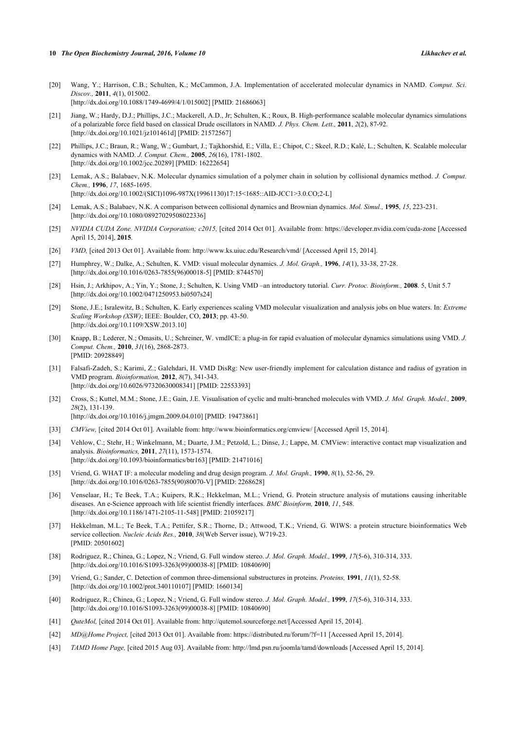[20] Wang, Y.; Harrison, C.B.; Schulten, K.; McCammon, J.A. Implementation of accelerated molecular dynamics in NAMD. *Comput. Sci. Discov.,* **2011**, *4*(1), 015002.
[http://dx.doi.org/10.1088/1749-4699/4/1/015002] [PMID: 21686063]

[21] Jiang, W.; Hardy, D.J.; Phillips, J.C.; Mackerell, A.D., Jr; Schulten, K.; Roux, B. High-performance scalable molecular dynamics simulations of a polarizable force field based on classical Drude oscillators in NAMD. *J. Phys. Chem. Lett.,* **2011**, *2*(2), 87-92.
[http://dx.doi.org/10.1021/jz101461d] [PMID: 21572567]

[22] Phillips, J.C.; Braun, R.; Wang, W.; Gumbart, J.; Tajkhorshid, E.; Villa, E.; Chipot, C.; Skeel, R.D.; Kalé, L.; Schulten, K. Scalable molecular dynamics with NAMD. *J. Comput. Chem.,* **2005**, *26*(16), 1781-1802.
[http://dx.doi.org/10.1002/jcc.20289] [PMID: 16222654]

[23] Lemak, A.S.; Balabaev, N.K. Molecular dynamics simulation of a polymer chain in solution by collisional dynamics method. *J. Comput. Chem.,* **1996**, *17*, 1685-1695.
[http://dx.doi.org/10.1002/(SICI)1096-987X(19961130)17:15<1685::AID-JCC1>3.0.CO;2-L]

[24] Lemak, A.S.; Balabaev, N.K. A comparison between collisional dynamics and Brownian dynamics. *Mol. Simul.,* **1995**, *15*, 223-231.
[http://dx.doi.org/10.1080/08927029508022336]

[25] *NVIDIA CUDA Zone. NVIDIA Corporation; c2015,* [cited 2014 Oct 01]. Available from: https://developer.nvidia.com/cuda-zone [Accessed April 15, 2014], **2015**.

[26] *VMD,* [cited 2013 Oct 01]. Available from: http://www.ks.uiuc.edu/Research/vmd/ [Accessed April 15, 2014].

[27] Humphrey, W.; Dalke, A.; Schulten, K. VMD: visual molecular dynamics. *J. Mol. Graph.,* **1996**, *14*(1), 33-38, 27-28.
[http://dx.doi.org/10.1016/0263-7855(96)00018-5] [PMID: 8744570]

[28] Hsin, J.; Arkhipov, A.; Yin, Y.; Stone, J.; Schulten, K. Using VMD –an introductory tutorial. *Curr. Protoc. Bioinform.,* **2008**. 5, Unit 5.7
[http://dx.doi.org/10.1002/0471250953.bi0507s24]

[29] Stone, J.E.; Isralewitz, B.; Schulten, K. Early experiences scaling VMD molecular visualization and analysis jobs on blue waters. In: *Extreme Scaling Workshop (XSW)*; IEEE: Boulder, CO, **2013**; pp. 43-50.
[http://dx.doi.org/10.1109/XSW.2013.10]

[30] Knapp, B.; Lederer, N.; Omasits, U.; Schreiner, W. vmdICE: a plug-in for rapid evaluation of molecular dynamics simulations using VMD. *J. Comput. Chem.,* **2010**, *31*(16), 2868-2873.
[PMID: 20928849]

[31] Falsafi-Zadeh, S.; Karimi, Z.; Galehdari, H. VMD DisRg: New user-friendly implement for calculation distance and radius of gyration in VMD program. *Bioinformation,* **2012**, *8*(7), 341-343.
[http://dx.doi.org/10.6026/97320630008341] [PMID: 22553393]

[32] Cross, S.; Kuttel, M.M.; Stone, J.E.; Gain, J.E. Visualisation of cyclic and multi-branched molecules with VMD. *J. Mol. Graph. Model.,* **2009**, *28*(2), 131-139.
[http://dx.doi.org/10.1016/j.jmgm.2009.04.010] [PMID: 19473861]

[33] *CMView,* [cited 2014 Oct 01]. Available from: http://www.bioinformatics.org/cmview/ [Accessed April 15, 2014].

[34] Vehlow, C.; Stehr, H.; Winkelmann, M.; Duarte, J.M.; Petzold, L.; Dinse, J.; Lappe, M. CMView: interactive contact map visualization and analysis. *Bioinformatics,* **2011**, *27*(11), 1573-1574.
[http://dx.doi.org/10.1093/bioinformatics/btr163] [PMID: 21471016]

[35] Vriend, G. WHAT IF: a molecular modeling and drug design program. *J. Mol. Graph.,* **1990**, *8*(1), 52-56, 29.
[http://dx.doi.org/10.1016/0263-7855(90)80070-V] [PMID: 2268628]

[36] Venselaar, H.; Te Beek, T.A.; Kuipers, R.K.; Hekkelman, M.L.; Vriend, G. Protein structure analysis of mutations causing inheritable diseases. An e-Science approach with life scientist friendly interfaces. *BMC Bioinform,* **2010**, *11*, 548.
[http://dx.doi.org/10.1186/1471-2105-11-548] [PMID: 21059217]

[37] Hekkelman, M.L.; Te Beek, T.A.; Pettifer, S.R.; Thorne, D.; Attwood, T.K.; Vriend, G. WIWS: a protein structure bioinformatics Web service collection. *Nucleic Acids Res.,* **2010**, *38*(Web Server issue), W719-23.
[PMID: 20501602]

[38] Rodriguez, R.; Chinea, G.; Lopez, N.; Vriend, G. Full window stereo. *J. Mol. Graph. Model.,* **1999**, *17*(5-6), 310-314, 333.
[http://dx.doi.org/10.1016/S1093-3263(99)00038-8] [PMID: 10840690]

[39] Vriend, G.; Sander, C. Detection of common three-dimensional substructures in proteins. *Proteins,* **1991**, *11*(1), 52-58.
[http://dx.doi.org/10.1002/prot.340110107] [PMID: 1660134]

[40] Rodriguez, R.; Chinea, G.; Lopez, N.; Vriend, G. Full window stereo. *J. Mol. Graph. Model.,* **1999**, *17*(5-6), 310-314, 333.
[http://dx.doi.org/10.1016/S1093-3263(99)00038-8] [PMID: 10840690]

[41] *QuteMol,* [cited 2014 Oct 01]. Available from: http://qutemol.sourceforge.net/[Accessed April 15, 2014].

[42] *MD@Home Project,* [cited 2013 Oct 01]. Available from: https://distributed.ru/forum/?f=11 [Accessed April 15, 2014].

[43] *TAMD Home Page,* [cited 2015 Aug 03]. Available from: http://lmd.psn.ru/joomla/tamd/downloads [Accessed April 15, 2014].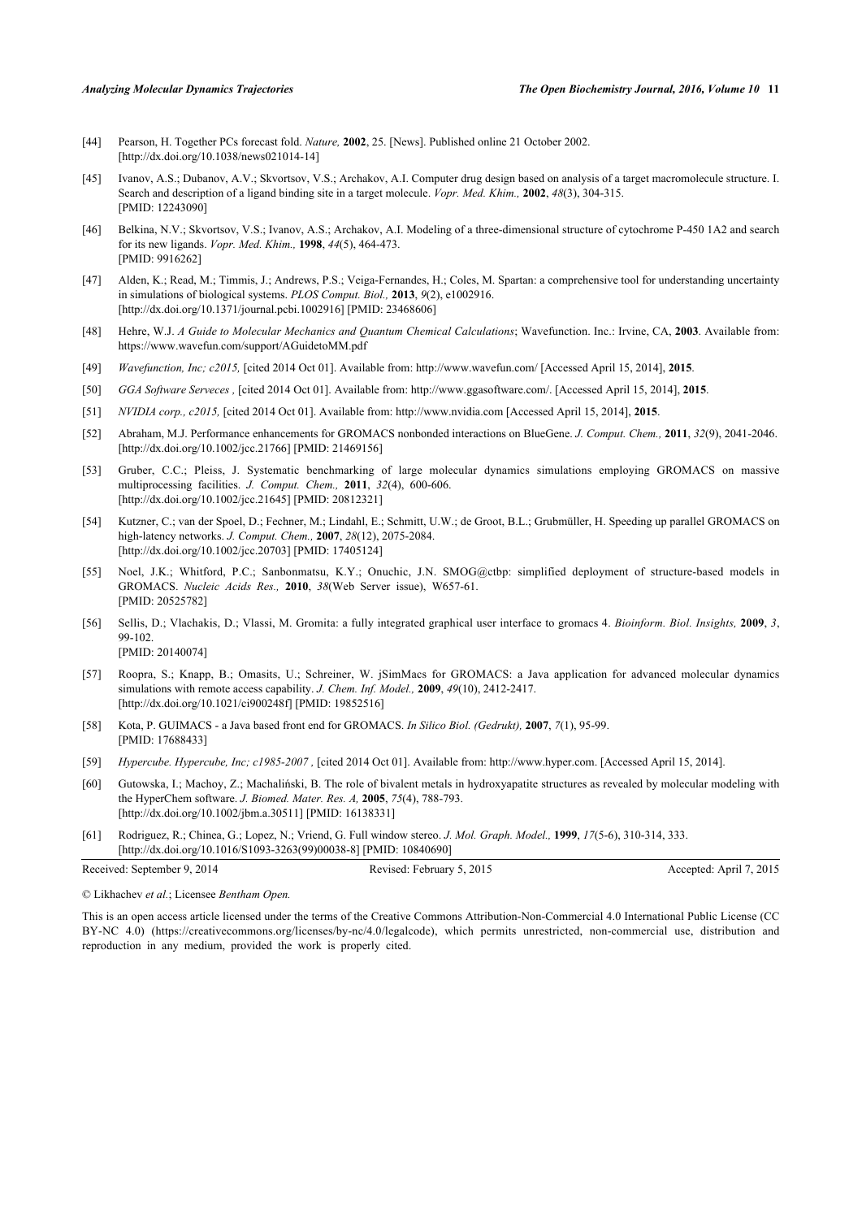[44] Pearson, H. Together PCs forecast fold. *Nature,* **2002**, 25. [News]. Published online 21 October 2002. [http://dx.doi.org/10.1038/news021014-14]

[45] Ivanov, A.S.; Dubanov, A.V.; Skvortsov, V.S.; Archakov, A.I. Computer drug design based on analysis of a target macromolecule structure. I. Search and description of a ligand binding site in a target molecule. *Vopr. Med. Khim.,* **2002**, *48*(3), 304-315. [PMID: 12243090]

[46] Belkina, N.V.; Skvortsov, V.S.; Ivanov, A.S.; Archakov, A.I. Modeling of a three-dimensional structure of cytochrome P-450 1A2 and search for its new ligands. *Vopr. Med. Khim.,* **1998**, *44*(5), 464-473. [PMID: 9916262]

[47] Alden, K.; Read, M.; Timmis, J.; Andrews, P.S.; Veiga-Fernandes, H.; Coles, M. Spartan: a comprehensive tool for understanding uncertainty in simulations of biological systems. *PLOS Comput. Biol.,* **2013**, *9*(2), e1002916. [http://dx.doi.org/10.1371/journal.pcbi.1002916] [PMID: 23468606]

[48] Hehre, W.J. *A Guide to Molecular Mechanics and Quantum Chemical Calculations*; Wavefunction. Inc.: Irvine, CA, **2003**. Available from: https://www.wavefun.com/support/AGuidetoMM.pdf

[49] *Wavefunction, Inc; c2015,* [cited 2014 Oct 01]. Available from: http://www.wavefun.com/ [Accessed April 15, 2014], **2015**.

[50] *GGA Software Serveces ,* [cited 2014 Oct 01]. Available from: http://www.ggasoftware.com/. [Accessed April 15, 2014], **2015**.

[51] *NVIDIA corp., c2015,* [cited 2014 Oct 01]. Available from: http://www.nvidia.com [Accessed April 15, 2014], **2015**.

[52] Abraham, M.J. Performance enhancements for GROMACS nonbonded interactions on BlueGene. *J. Comput. Chem.,* **2011**, *32*(9), 2041-2046. [http://dx.doi.org/10.1002/jcc.21766] [PMID: 21469156]

[53] Gruber, C.C.; Pleiss, J. Systematic benchmarking of large molecular dynamics simulations employing GROMACS on massive multiprocessing facilities. *J. Comput. Chem.,* **2011**, *32*(4), 600-606. [http://dx.doi.org/10.1002/jcc.21645] [PMID: 20812321]

[54] Kutzner, C.; van der Spoel, D.; Fechner, M.; Lindahl, E.; Schmitt, U.W.; de Groot, B.L.; Grubmüller, H. Speeding up parallel GROMACS on high-latency networks. *J. Comput. Chem.,* **2007**, *28*(12), 2075-2084. [http://dx.doi.org/10.1002/jcc.20703] [PMID: 17405124]

[55] Noel, J.K.; Whitford, P.C.; Sanbonmatsu, K.Y.; Onuchic, J.N. SMOG@ctbp: simplified deployment of structure-based models in GROMACS. *Nucleic Acids Res.,* **2010**, *38*(Web Server issue), W657-61. [PMID: 20525782]

[56] Sellis, D.; Vlachakis, D.; Vlassi, M. Gromita: a fully integrated graphical user interface to gromacs 4. *Bioinform. Biol. Insights,* **2009**, *3*, 99-102. [PMID: 20140074]

[57] Roopra, S.; Knapp, B.; Omasits, U.; Schreiner, W. jSimMacs for GROMACS: a Java application for advanced molecular dynamics simulations with remote access capability. *J. Chem. Inf. Model.,* **2009**, *49*(10), 2412-2417. [http://dx.doi.org/10.1021/ci900248f] [PMID: 19852516]

[58] Kota, P. GUIMACS - a Java based front end for GROMACS. *In Silico Biol. (Gedrukt),* **2007**, *7*(1), 95-99. [PMID: 17688433]

[59] *Hypercube. Hypercube, Inc; c1985-2007 ,* [cited 2014 Oct 01]. Available from: http://www.hyper.com. [Accessed April 15, 2014].

[60] Gutowska, I.; Machoy, Z.; Machaliński, B. The role of bivalent metals in hydroxyapatite structures as revealed by molecular modeling with the HyperChem software. *J. Biomed. Mater. Res. A,* **2005**, *75*(4), 788-793. [http://dx.doi.org/10.1002/jbm.a.30511] [PMID: 16138331]

[61] Rodriguez, R.; Chinea, G.; Lopez, N.; Vriend, G. Full window stereo. *J. Mol. Graph. Model.,* **1999**, *17*(5-6), 310-314, 333. [http://dx.doi.org/10.1016/S1093-3263(99)00038-8] [PMID: 10840690]

Received: September 9, 2014 | Revised: February 5, 2015 | Accepted: April 7, 2015

© Likhachev *et al.*; Licensee *Bentham Open.*

This is an open access article licensed under the terms of the Creative Commons Attribution-Non-Commercial 4.0 International Public License (CC BY-NC 4.0) (https://creativecommons.org/licenses/by-nc/4.0/legalcode), which permits unrestricted, non-commercial use, distribution and reproduction in any medium, provided the work is properly cited.